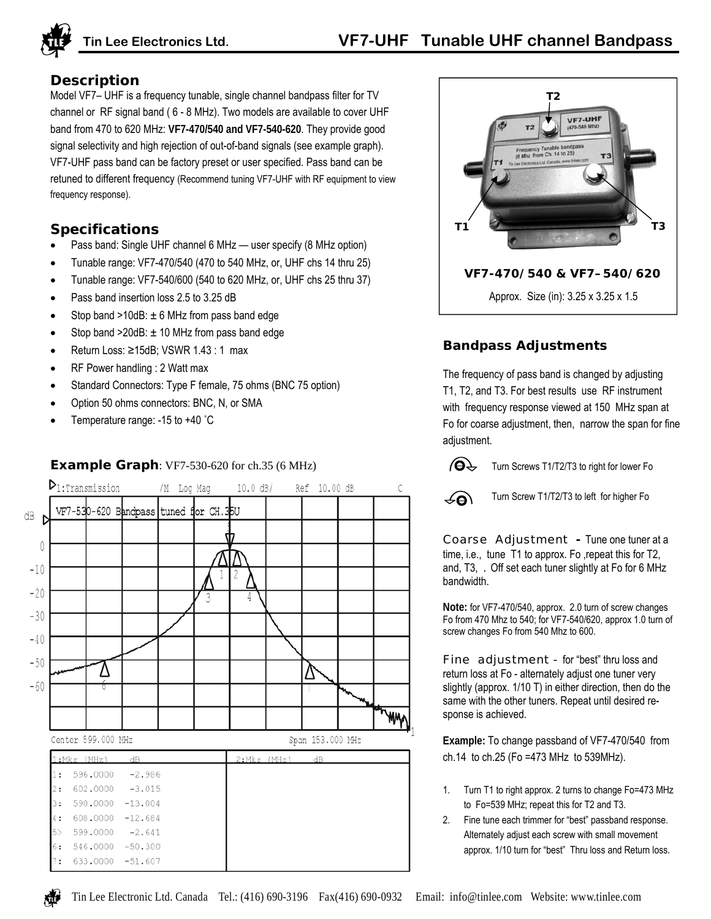# VF7-UHF Tunable UHF channel Bandpass

Tin Lee Electronics Ltd.

## Description

Model VF7– UHF is a frequency tunable, single channel bandpass filter for TV channel or RF signal band ( 6 - 8 MHz). Two models are available to cover UHF band from 470 to 620 MHz: **VF7-470/540 and VF7-540-620**. They provide good signal selectivity and high rejection of out-of-band signals (see example graph). VF7-UHF pass band can be factory preset or user specified. Pass band can be retuned to different frequency (Recommend tuning VF7-UHF with RF equipment to view frequency response).

## Specifications

- Pass band: Single UHF channel 6 MHz — user specify (8 MHz option)
- Tunable range: VF7-470/540 (470 to 540 MHz, or, UHF chs 14 thru 25)
- Tunable range: VF7-540/600 (540 to 620 MHz, or, UHF chs 25 thru 37)
- Pass band insertion loss 2.5 to 3.25 dB
- Stop band >10dB: ± 6 MHz from pass band edge
- Stop band >20dB: ± 10 MHz from pass band edge
- Return Loss: ≥15dB; VSWR 1.43 : 1 max
- RF Power handling : 2 Watt max
- Standard Connectors: Type F female, 75 ohms (BNC 75 option)
- Option 50 ohms connectors: BNC, N, or SMA
- Temperature range: -15 to +40 ˚C

**VF7-470/540 & VF7–540/620**

Approx. Size (in): 3.25 x 3.25 x 1.5

### Example Graph: VF7-530-620 for ch.35 (6 MHz)

1:Transmission /M Log Mag 10.0 dB/ Ref 10.00 dB

VF7-530-620 Bandpass tuned for CH.35U

Center 599.000 MHz Span 153.000 MHz

| 1:Mkr (MHz) | dB |
|---|---|
| 1: 596.0000 | -2.986 |
| 2: 602.0000 | -3.015 |
| 3: 590.0000 | -13.004 |
| 4: 608.0000 | -12.684 |
| 5> 599.0000 | -2.641 |
| 6: 546.0000 | -50.300 |
| 7: 633.0000 | -51.607 |

## Bandpass Adjustments

The frequency of pass band is changed by adjusting T1, T2, and T3. For best results use RF instrument with frequency response viewed at 150 MHz span at Fo for coarse adjustment, then, narrow the span for fine adjustment.

Turn Screws T1/T2/T3 to right for lower Fo

Turn Screw T1/T2/T3 to left for higher Fo

**Coarse Adjustment -** Tune one tuner at a time, i.e., tune T1 to approx. Fo ,repeat this for T2, and, T3, . Off set each tuner slightly at Fo for 6 MHz bandwidth.

**Note:** for VF7-470/540, approx. 2.0 turn of screw changes Fo from 470 Mhz to 540; for VF7-540/620, approx 1.0 turn of screw changes Fo from 540 Mhz to 600.

**Fine adjustment** - for "best" thru loss and return loss at Fo - alternately adjust one tuner very slightly (approx. 1/10 T) in either direction, then do the same with the other tuners. Repeat until desired response is achieved.

**Example:** To change passband of VF7-470/540 from ch.14 to ch.25 (Fo =473 MHz to 539MHz).

1. Turn T1 to right approx. 2 turns to change Fo=473 MHz to Fo=539 MHz; repeat this for T2 and T3.
2. Fine tune each trimmer for "best" passband response. Alternately adjust each screw with small movement approx. 1/10 turn for "best" Thru loss and Return loss.

Tin Lee Electronic Ltd. Canada Tel.: (416) 690-3196 Fax(416) 690-0932 Email: info@tinlee.com Website: www.tinlee.com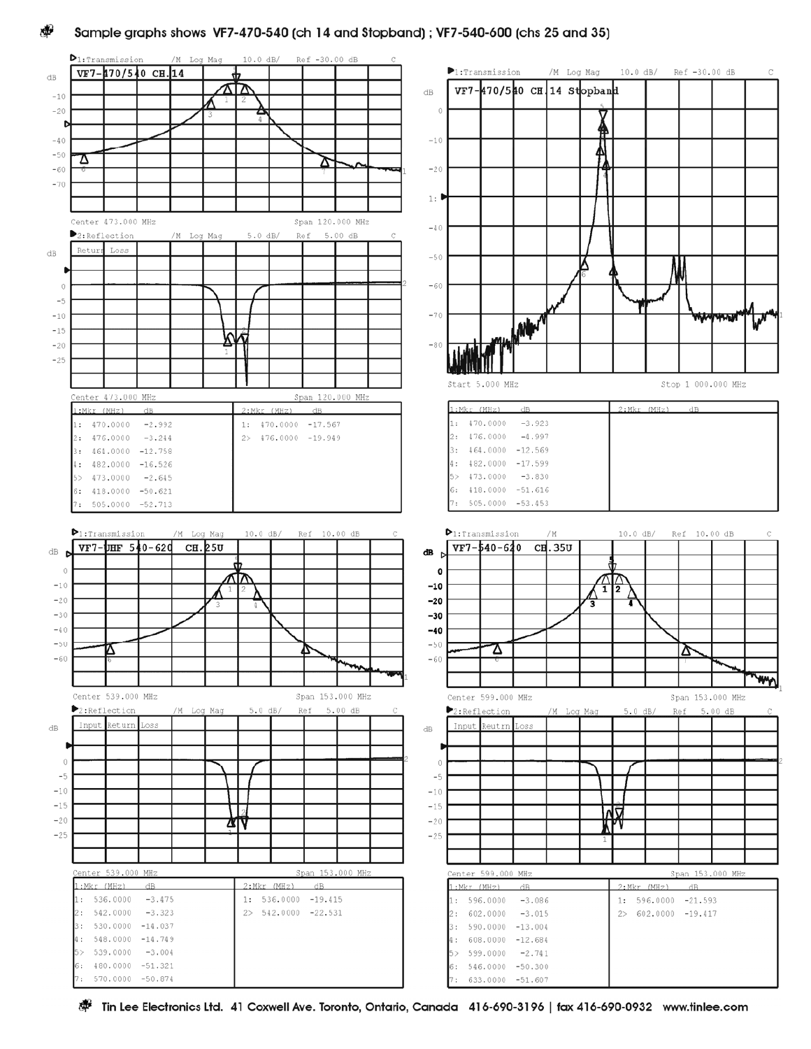Sample graphs shows VF7-470-540 (ch 14 and Stopband) ; VF7-540-600 (chs 25 and 35)

1:Transmission /M Log Mag 10.0 dB/ Ref -30.00 dB C

VF7-470/540 CH.14

dB

-10
-20
-40
-50
-60
-70

Center 473.000 MHz Span 120.000 MHz

2:Reflection /M Log Mag 5.0 dB/ Ref 5.00 dB C

Return Loss

dB

0
-5
-10
-15
-20
-25

Center 473.000 MHz Span 120.000 MHz

| 1:Mkr (MHz) | dB | 2:Mkr (MHz) | dB |
|---|---|---|---|
| 1: 470.0000 | -2.992 | 1: 470.0000 | -17.567 |
| 2: 476.0000 | -3.244 | 2> 476.0000 | -19.949 |
| 3: 464.0000 | -12.758 | | |
| 4: 482.0000 | -16.526 | | |
| 5> 473.0000 | -2.645 | | |
| 6: 418.0000 | -50.621 | | |
| 7: 505.0000 | -52.713 | | |

1:Transmission /M Log Mag 10.0 dB/ Ref -30.00 dB C

VF7-470/540 CH.14 Stopband

dB

0
-10
-20
-40
-50
-60
-70
-80

Start 5.000 MHz Stop 1 000.000 MHz

| 1:Mkr (MHz) | dB | 2:Mkr (MHz) | dB |
|---|---|---|---|
| 1: 470.0000 | -3.923 | | |
| 2: 476.0000 | -4.997 | | |
| 3: 464.0000 | -12.569 | | |
| 4: 482.0000 | -17.599 | | |
| 5> 473.0000 | -3.830 | | |
| 6: 418.0000 | -51.616 | | |
| 7: 505.0000 | -53.453 | | |

1:Transmission /M Log Mag 10.0 dB/ Ref 10.00 dB C

VF7-UHF 540-620 CH.25U

dB

0
-10
-20
-30
-40
-50
-60

Center 539.000 MHz Span 153.000 MHz

2:Reflection /M Log Mag 5.0 dB/ Ref 5.00 dB C

Input Return Loss

dB

0
-5
-10
-15
-20
-25

Center 539.000 MHz Span 153.000 MHz

| 1:Mkr (MHz) | dB | 2:Mkr (MHz) | dB |
|---|---|---|---|
| 1: 536.0000 | -3.475 | 1: 536.0000 | -19.415 |
| 2: 542.0000 | -3.323 | 2> 542.0000 | -22.531 |
| 3: 530.0000 | -14.037 | | |
| 4: 548.0000 | -14.749 | | |
| 5> 539.0000 | -3.004 | | |
| 6: 480.0000 | -51.321 | | |
| 7: 570.0000 | -50.874 | | |

1:Transmission /M 10.0 dB/ Ref 10.00 dB C

VF7-540-620 CH.35U

dB

0
-10
-20
-30
-40
-50
-60

Center 599.000 MHz Span 153.000 MHz

2:Reflection /M Log Mag 5.0 dB/ Ref 5.00 dB C

Input Reutrn Loss

dB

0
-5
-10
-15
-20
-25

Center 599.000 MHz Span 153.000 MHz

| 1:Mkr (MHz) | dB | 2:Mkr (MHz) | dB |
|---|---|---|---|
| 1: 596.0000 | -3.086 | 1: 596.0000 | -21.593 |
| 2: 602.0000 | -3.015 | 2> 602.0000 | -19.417 |
| 3: 590.0000 | -13.004 | | |
| 4: 608.0000 | -12.684 | | |
| 5> 599.0000 | -2.741 | | |
| 6: 546.0000 | -50.300 | | |
| 7: 633.0000 | -51.607 | | |

Tin Lee Electronics Ltd. 41 Coxwell Ave. Toronto, Ontario, Canada 416-690-3196 | fax 416-690-0932 www.tinlee.com